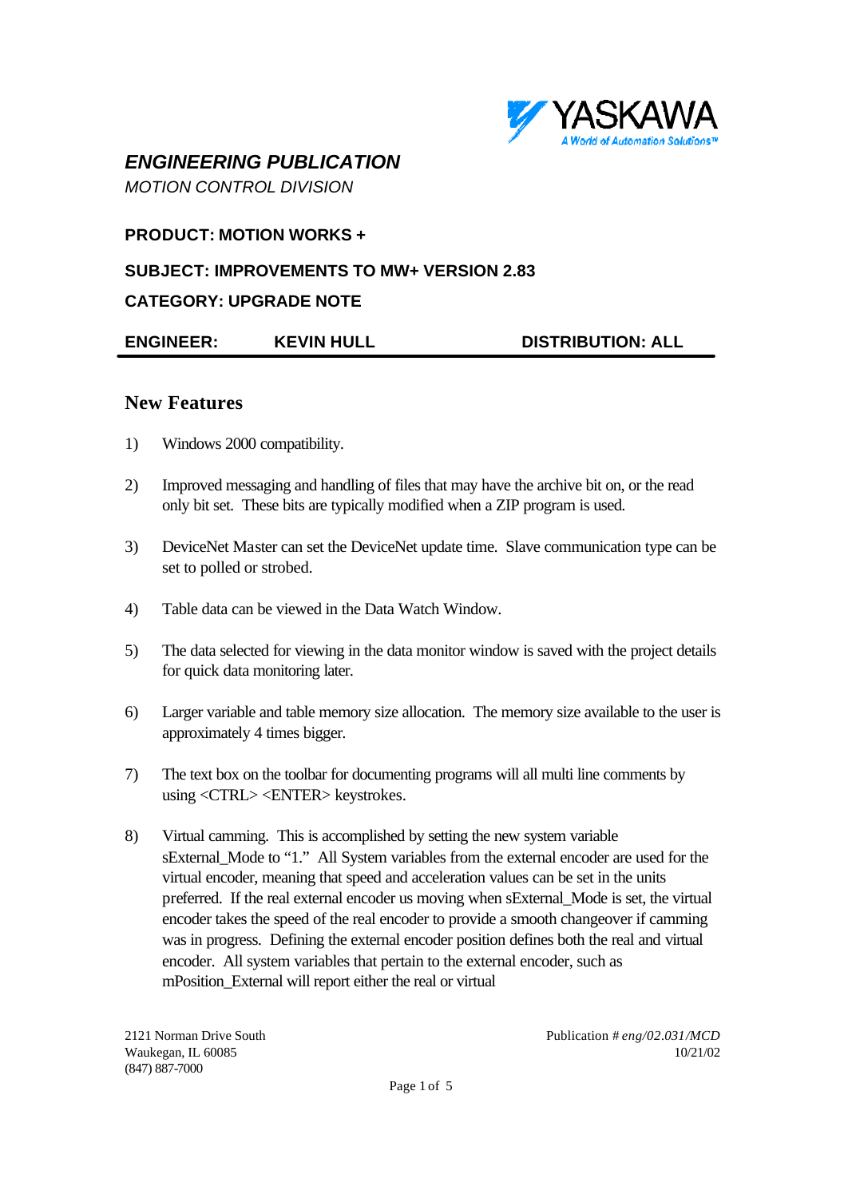## *ENGINEERING PUBLICATION*

*MOTION CONTROL DIVISION*

**PRODUCT: MOTION WORKS +**

**SUBJECT: IMPROVEMENTS TO MW+ VERSION 2.83**

**CATEGORY: UPGRADE NOTE**

**ENGINEER: KEVIN HULL DISTRIBUTION: ALL**

---

## New Features

1) Windows 2000 compatibility.

2) Improved messaging and handling of files that may have the archive bit on, or the read only bit set. These bits are typically modified when a ZIP program is used.

3) DeviceNet Master can set the DeviceNet update time. Slave communication type can be set to polled or strobed.

4) Table data can be viewed in the Data Watch Window.

5) The data selected for viewing in the data monitor window is saved with the project details for quick data monitoring later.

6) Larger variable and table memory size allocation. The memory size available to the user is approximately 4 times bigger.

7) The text box on the toolbar for documenting programs will all multi line comments by using <CTRL> <ENTER> keystrokes.

8) Virtual camming. This is accomplished by setting the new system variable sExternal_Mode to "1." All System variables from the external encoder are used for the virtual encoder, meaning that speed and acceleration values can be set in the units preferred. If the real external encoder us moving when sExternal_Mode is set, the virtual encoder takes the speed of the real encoder to provide a smooth changeover if camming was in progress. Defining the external encoder position defines both the real and virtual encoder. All system variables that pertain to the external encoder, such as mPosition_External will report either the real or virtual

2121 Norman Drive South
Waukegan, IL 60085
(847) 887-7000

Publication # *eng/02.031/MCD*
10/21/02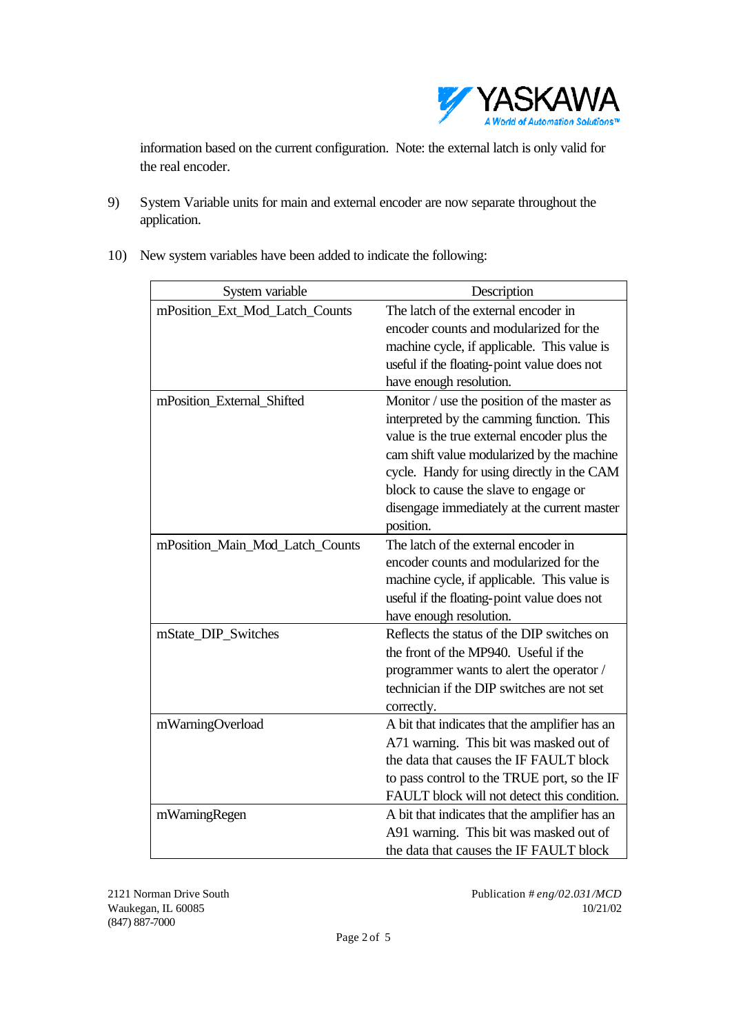information based on the current configuration. Note: the external latch is only valid for the real encoder.

9) System Variable units for main and external encoder are now separate throughout the application.

10) New system variables have been added to indicate the following:

| System variable | Description |
|---|---|
| mPosition_Ext_Mod_Latch_Counts | The latch of the external encoder in encoder counts and modularized for the machine cycle, if applicable. This value is useful if the floating-point value does not have enough resolution. |
| mPosition_External_Shifted | Monitor / use the position of the master as interpreted by the camming function. This value is the true external encoder plus the cam shift value modularized by the machine cycle. Handy for using directly in the CAM block to cause the slave to engage or disengage immediately at the current master position. |
| mPosition_Main_Mod_Latch_Counts | The latch of the external encoder in encoder counts and modularized for the machine cycle, if applicable. This value is useful if the floating-point value does not have enough resolution. |
| mState_DIP_Switches | Reflects the status of the DIP switches on the front of the MP940. Useful if the programmer wants to alert the operator / technician if the DIP switches are not set correctly. |
| mWarningOverload | A bit that indicates that the amplifier has an A71 warning. This bit was masked out of the data that causes the IF FAULT block to pass control to the TRUE port, so the IF FAULT block will not detect this condition. |
| mWarningRegen | A bit that indicates that the amplifier has an A91 warning. This bit was masked out of the data that causes the IF FAULT block |

2121 Norman Drive South
Waukegan, IL 60085
(847) 887-7000

Publication # *eng/02.031/MCD*
10/21/02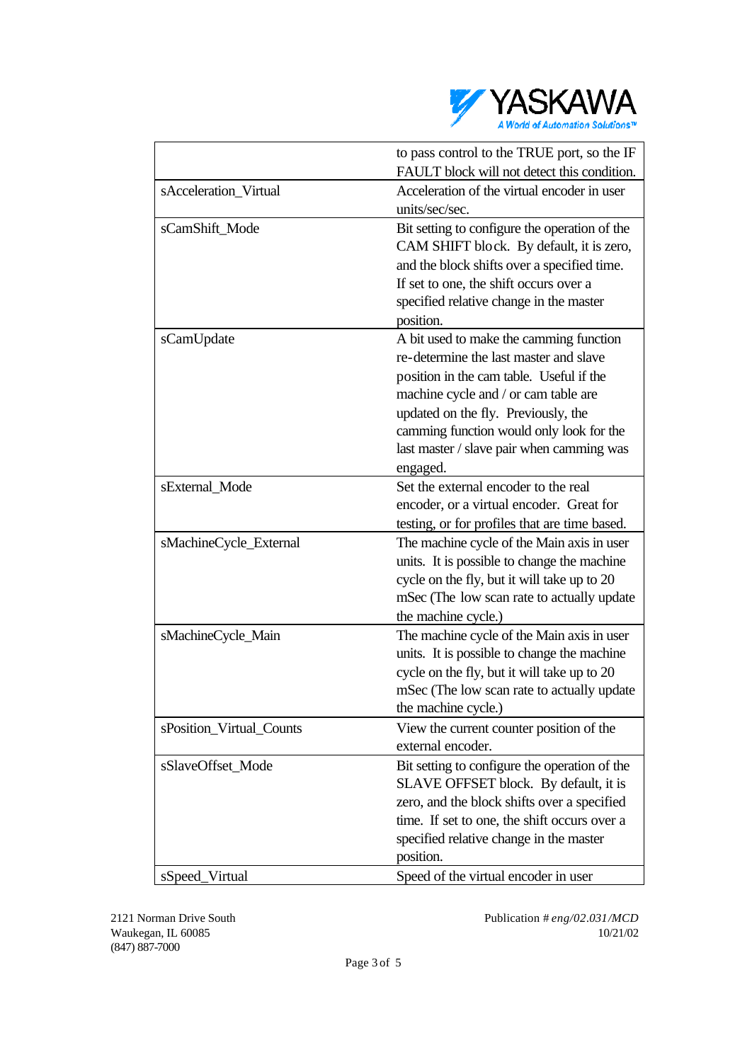| | |
|---|---|
| | to pass control to the TRUE port, so the IF FAULT block will not detect this condition. |
| sAcceleration_Virtual | Acceleration of the virtual encoder in user units/sec/sec. |
| sCamShift_Mode | Bit setting to configure the operation of the CAM SHIFT block. By default, it is zero, and the block shifts over a specified time. If set to one, the shift occurs over a specified relative change in the master position. |
| sCamUpdate | A bit used to make the camming function re-determine the last master and slave position in the cam table. Useful if the machine cycle and / or cam table are updated on the fly. Previously, the camming function would only look for the last master / slave pair when camming was engaged. |
| sExternal_Mode | Set the external encoder to the real encoder, or a virtual encoder. Great for testing, or for profiles that are time based. |
| sMachineCycle_External | The machine cycle of the Main axis in user units. It is possible to change the machine cycle on the fly, but it will take up to 20 mSec (The low scan rate to actually update the machine cycle.) |
| sMachineCycle_Main | The machine cycle of the Main axis in user units. It is possible to change the machine cycle on the fly, but it will take up to 20 mSec (The low scan rate to actually update the machine cycle.) |
| sPosition_Virtual_Counts | View the current counter position of the external encoder. |
| sSlaveOffset_Mode | Bit setting to configure the operation of the SLAVE OFFSET block. By default, it is zero, and the block shifts over a specified time. If set to one, the shift occurs over a specified relative change in the master position. |
| sSpeed_Virtual | Speed of the virtual encoder in user |

2121 Norman Drive South
Waukegan, IL 60085
(847) 887-7000

Publication # *eng/02.031/MCD*
10/21/02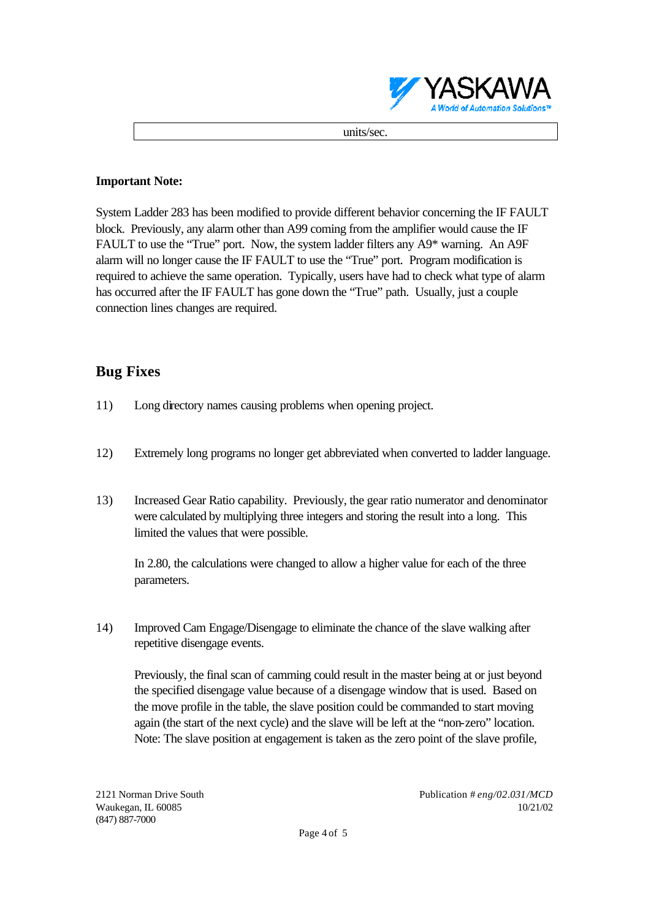| units/sec. |
|---|

**Important Note:**

System Ladder 283 has been modified to provide different behavior concerning the IF FAULT block. Previously, any alarm other than A99 coming from the amplifier would cause the IF FAULT to use the "True" port. Now, the system ladder filters any A9* warning. An A9F alarm will no longer cause the IF FAULT to use the "True" port. Program modification is required to achieve the same operation. Typically, users have had to check what type of alarm has occurred after the IF FAULT has gone down the "True" path. Usually, just a couple connection lines changes are required.

## Bug Fixes

11) Long directory names causing problems when opening project.

12) Extremely long programs no longer get abbreviated when converted to ladder language.

13) Increased Gear Ratio capability. Previously, the gear ratio numerator and denominator were calculated by multiplying three integers and storing the result into a long. This limited the values that were possible.

    In 2.80, the calculations were changed to allow a higher value for each of the three parameters.

14) Improved Cam Engage/Disengage to eliminate the chance of the slave walking after repetitive disengage events.

    Previously, the final scan of camming could result in the master being at or just beyond the specified disengage value because of a disengage window that is used. Based on the move profile in the table, the slave position could be commanded to start moving again (the start of the next cycle) and the slave will be left at the "non-zero" location. Note: The slave position at engagement is taken as the zero point of the slave profile,

2121 Norman Drive South
Waukegan, IL 60085
(847) 887-7000

Publication # *eng/02.031/MCD*
10/21/02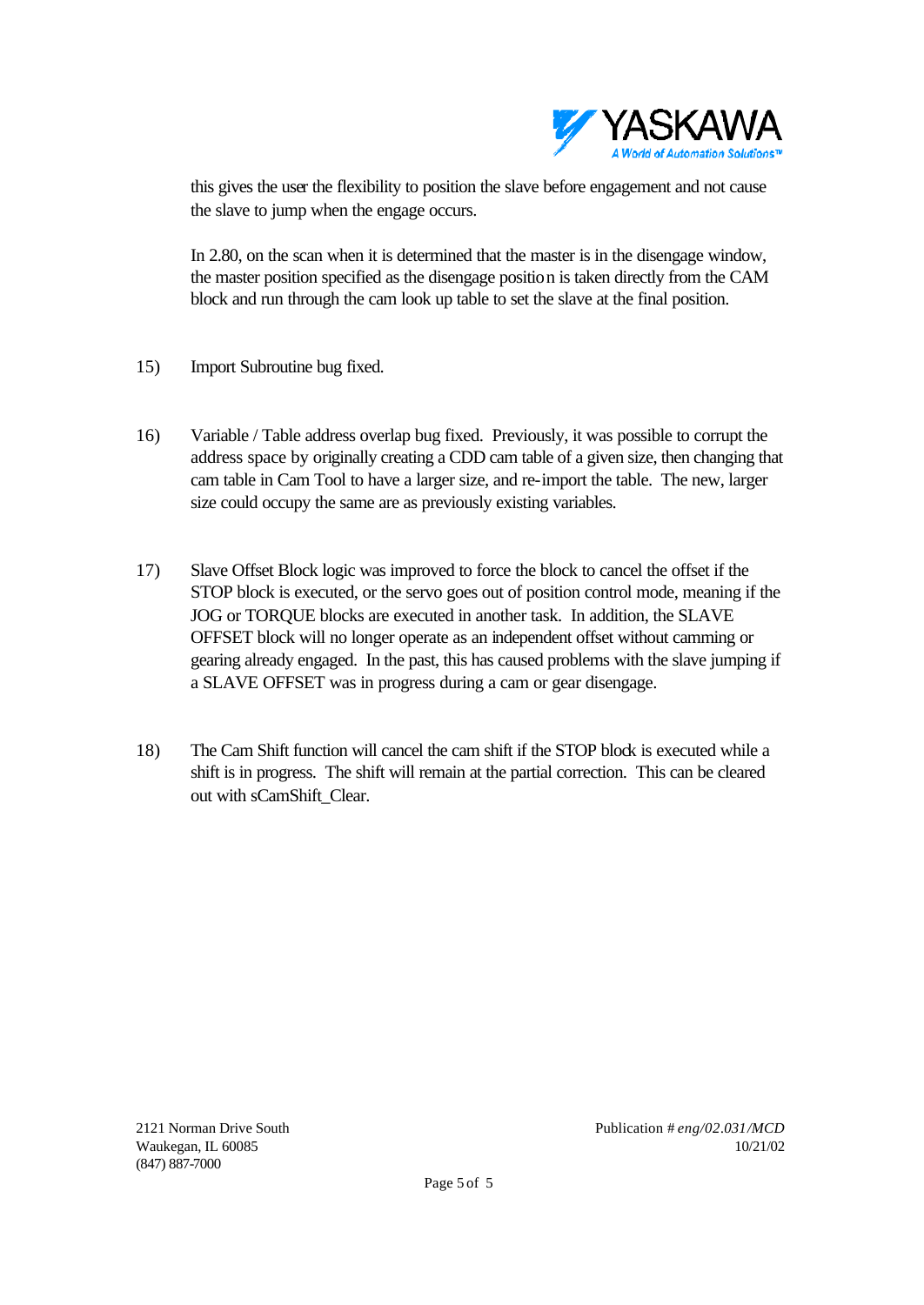this gives the user the flexibility to position the slave before engagement and not cause the slave to jump when the engage occurs.

In 2.80, on the scan when it is determined that the master is in the disengage window, the master position specified as the disengage position is taken directly from the CAM block and run through the cam look up table to set the slave at the final position.

15) Import Subroutine bug fixed.

16) Variable / Table address overlap bug fixed. Previously, it was possible to corrupt the address space by originally creating a CDD cam table of a given size, then changing that cam table in Cam Tool to have a larger size, and re-import the table. The new, larger size could occupy the same are as previously existing variables.

17) Slave Offset Block logic was improved to force the block to cancel the offset if the STOP block is executed, or the servo goes out of position control mode, meaning if the JOG or TORQUE blocks are executed in another task. In addition, the SLAVE OFFSET block will no longer operate as an independent offset without camming or gearing already engaged. In the past, this has caused problems with the slave jumping if a SLAVE OFFSET was in progress during a cam or gear disengage.

18) The Cam Shift function will cancel the cam shift if the STOP block is executed while a shift is in progress. The shift will remain at the partial correction. This can be cleared out with sCamShift_Clear.